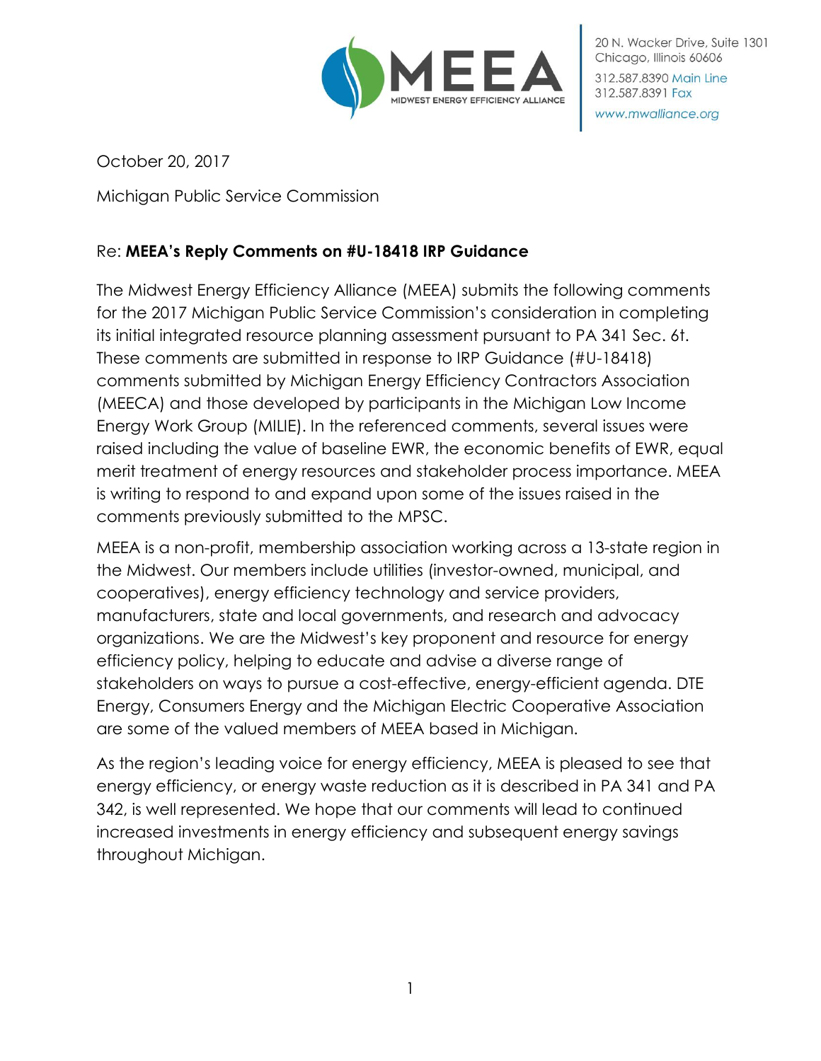MEEA
MIDWEST ENERGY EFFICIENCY ALLIANCE

20 N. Wacker Drive, Suite 1301
Chicago, Illinois 60606
312.587.8390 Main Line
312.587.8391 Fax
www.mwalliance.org

October 20, 2017

Michigan Public Service Commission

Re: **MEEA's Reply Comments on #U-18418 IRP Guidance**

The Midwest Energy Efficiency Alliance (MEEA) submits the following comments for the 2017 Michigan Public Service Commission's consideration in completing its initial integrated resource planning assessment pursuant to PA 341 Sec. 6t. These comments are submitted in response to IRP Guidance (#U-18418) comments submitted by Michigan Energy Efficiency Contractors Association (MEECA) and those developed by participants in the Michigan Low Income Energy Work Group (MILIE). In the referenced comments, several issues were raised including the value of baseline EWR, the economic benefits of EWR, equal merit treatment of energy resources and stakeholder process importance. MEEA is writing to respond to and expand upon some of the issues raised in the comments previously submitted to the MPSC.

MEEA is a non-profit, membership association working across a 13-state region in the Midwest. Our members include utilities (investor-owned, municipal, and cooperatives), energy efficiency technology and service providers, manufacturers, state and local governments, and research and advocacy organizations. We are the Midwest's key proponent and resource for energy efficiency policy, helping to educate and advise a diverse range of stakeholders on ways to pursue a cost-effective, energy-efficient agenda. DTE Energy, Consumers Energy and the Michigan Electric Cooperative Association are some of the valued members of MEEA based in Michigan.

As the region's leading voice for energy efficiency, MEEA is pleased to see that energy efficiency, or energy waste reduction as it is described in PA 341 and PA 342, is well represented. We hope that our comments will lead to continued increased investments in energy efficiency and subsequent energy savings throughout Michigan.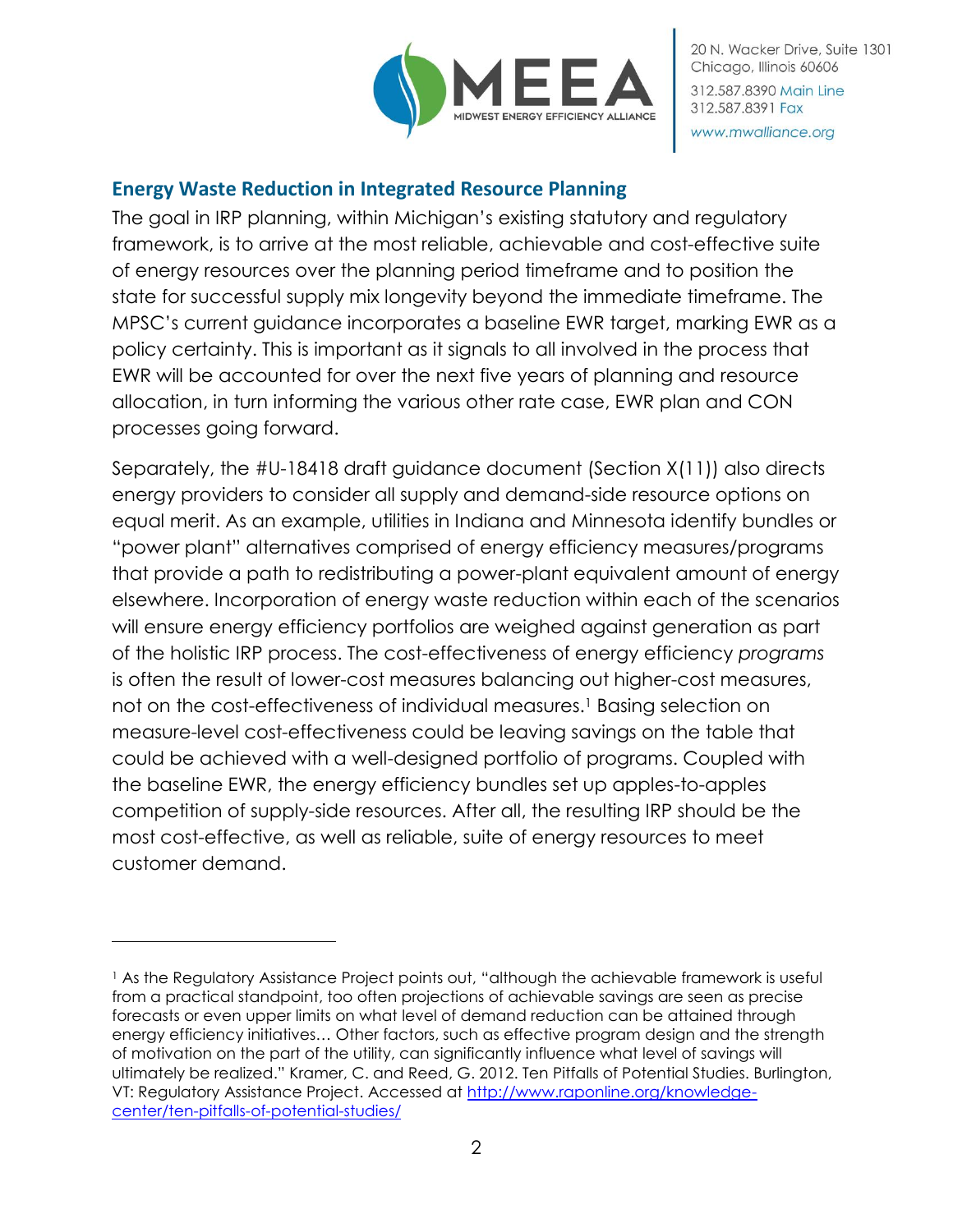## Energy Waste Reduction in Integrated Resource Planning

The goal in IRP planning, within Michigan's existing statutory and regulatory framework, is to arrive at the most reliable, achievable and cost-effective suite of energy resources over the planning period timeframe and to position the state for successful supply mix longevity beyond the immediate timeframe. The MPSC's current guidance incorporates a baseline EWR target, marking EWR as a policy certainty. This is important as it signals to all involved in the process that EWR will be accounted for over the next five years of planning and resource allocation, in turn informing the various other rate case, EWR plan and CON processes going forward.

Separately, the #U-18418 draft guidance document (Section X(11)) also directs energy providers to consider all supply and demand-side resource options on equal merit. As an example, utilities in Indiana and Minnesota identify bundles or "power plant" alternatives comprised of energy efficiency measures/programs that provide a path to redistributing a power-plant equivalent amount of energy elsewhere. Incorporation of energy waste reduction within each of the scenarios will ensure energy efficiency portfolios are weighed against generation as part of the holistic IRP process. The cost-effectiveness of energy efficiency *programs* is often the result of lower-cost measures balancing out higher-cost measures, not on the cost-effectiveness of individual measures.[1] Basing selection on measure-level cost-effectiveness could be leaving savings on the table that could be achieved with a well-designed portfolio of programs. Coupled with the baseline EWR, the energy efficiency bundles set up apples-to-apples competition of supply-side resources. After all, the resulting IRP should be the most cost-effective, as well as reliable, suite of energy resources to meet customer demand.

---

[1] As the Regulatory Assistance Project points out, "although the achievable framework is useful from a practical standpoint, too often projections of achievable savings are seen as precise forecasts or even upper limits on what level of demand reduction can be attained through energy efficiency initiatives… Other factors, such as effective program design and the strength of motivation on the part of the utility, can significantly influence what level of savings will ultimately be realized." Kramer, C. and Reed, G. 2012. Ten Pitfalls of Potential Studies. Burlington, VT: Regulatory Assistance Project. Accessed at http://www.raponline.org/knowledge-center/ten-pitfalls-of-potential-studies/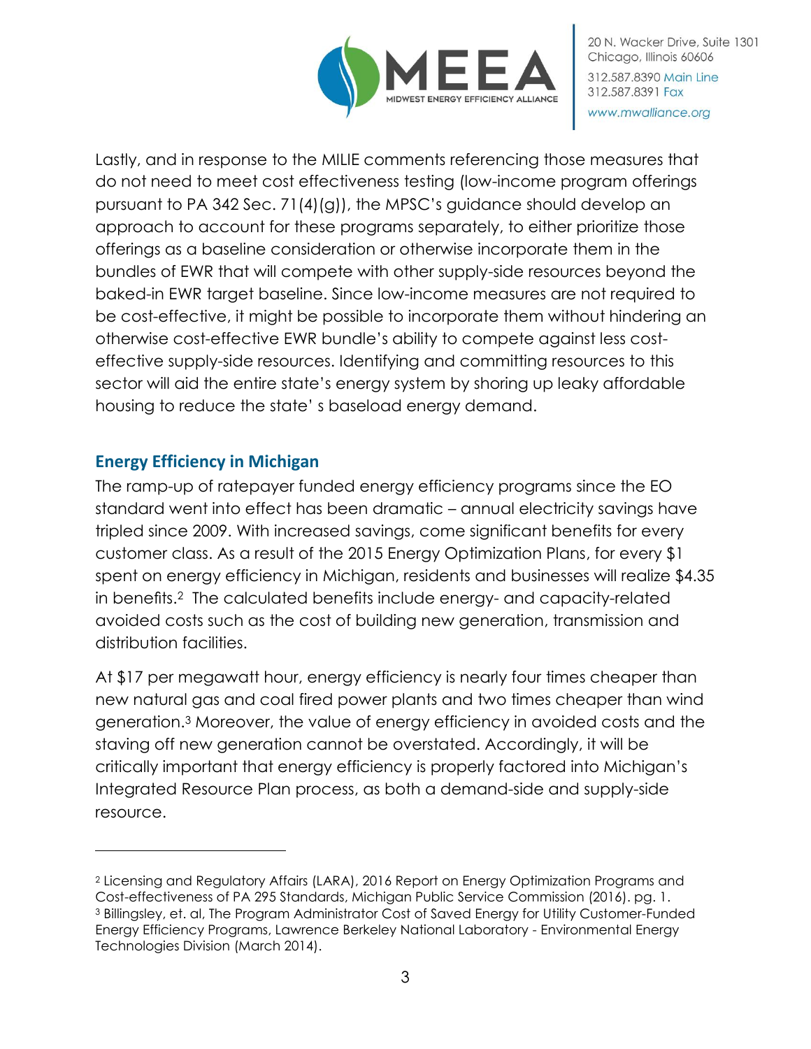Lastly, and in response to the MILIE comments referencing those measures that do not need to meet cost effectiveness testing (low-income program offerings pursuant to PA 342 Sec. 71(4)(g)), the MPSC's guidance should develop an approach to account for these programs separately, to either prioritize those offerings as a baseline consideration or otherwise incorporate them in the bundles of EWR that will compete with other supply-side resources beyond the baked-in EWR target baseline. Since low-income measures are not required to be cost-effective, it might be possible to incorporate them without hindering an otherwise cost-effective EWR bundle's ability to compete against less cost-effective supply-side resources. Identifying and committing resources to this sector will aid the entire state's energy system by shoring up leaky affordable housing to reduce the state' s baseload energy demand.

## Energy Efficiency in Michigan

The ramp-up of ratepayer funded energy efficiency programs since the EO standard went into effect has been dramatic – annual electricity savings have tripled since 2009. With increased savings, come significant benefits for every customer class. As a result of the 2015 Energy Optimization Plans, for every $1 spent on energy efficiency in Michigan, residents and businesses will realize $4.35 in benefits.[2] The calculated benefits include energy- and capacity-related avoided costs such as the cost of building new generation, transmission and distribution facilities.

At $17 per megawatt hour, energy efficiency is nearly four times cheaper than new natural gas and coal fired power plants and two times cheaper than wind generation.[3] Moreover, the value of energy efficiency in avoided costs and the staving off new generation cannot be overstated. Accordingly, it will be critically important that energy efficiency is properly factored into Michigan's Integrated Resource Plan process, as both a demand-side and supply-side resource.

---

[2] Licensing and Regulatory Affairs (LARA), 2016 Report on Energy Optimization Programs and Cost-effectiveness of PA 295 Standards, Michigan Public Service Commission (2016). pg. 1.

[3] Billingsley, et. al, The Program Administrator Cost of Saved Energy for Utility Customer-Funded Energy Efficiency Programs, Lawrence Berkeley National Laboratory - Environmental Energy Technologies Division (March 2014).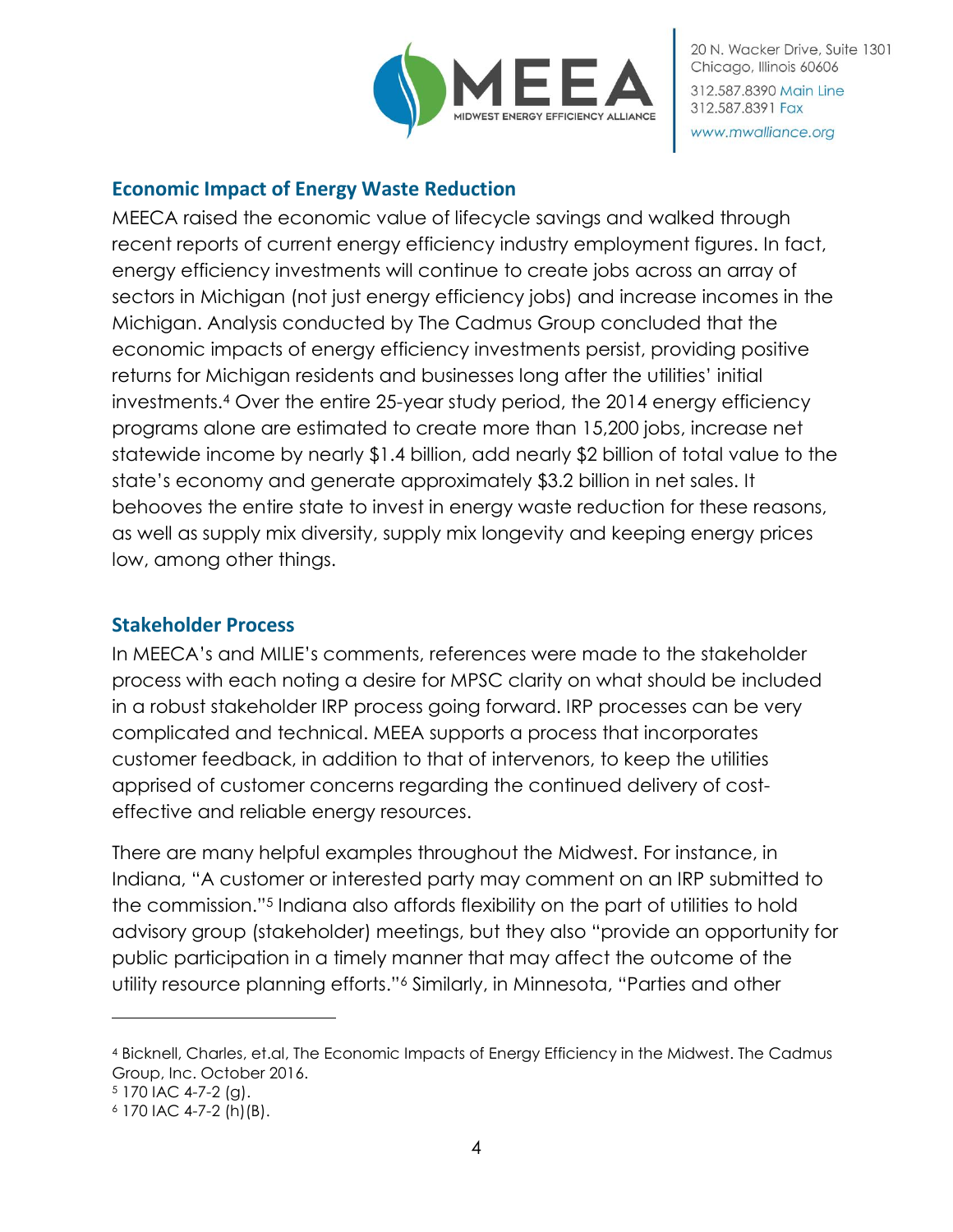## Economic Impact of Energy Waste Reduction

MEECA raised the economic value of lifecycle savings and walked through recent reports of current energy efficiency industry employment figures. In fact, energy efficiency investments will continue to create jobs across an array of sectors in Michigan (not just energy efficiency jobs) and increase incomes in the Michigan. Analysis conducted by The Cadmus Group concluded that the economic impacts of energy efficiency investments persist, providing positive returns for Michigan residents and businesses long after the utilities' initial investments.[4] Over the entire 25-year study period, the 2014 energy efficiency programs alone are estimated to create more than 15,200 jobs, increase net statewide income by nearly $1.4 billion, add nearly $2 billion of total value to the state's economy and generate approximately $3.2 billion in net sales. It behooves the entire state to invest in energy waste reduction for these reasons, as well as supply mix diversity, supply mix longevity and keeping energy prices low, among other things.

## Stakeholder Process

In MEECA's and MILIE's comments, references were made to the stakeholder process with each noting a desire for MPSC clarity on what should be included in a robust stakeholder IRP process going forward. IRP processes can be very complicated and technical. MEEA supports a process that incorporates customer feedback, in addition to that of intervenors, to keep the utilities apprised of customer concerns regarding the continued delivery of cost-effective and reliable energy resources.

There are many helpful examples throughout the Midwest. For instance, in Indiana, "A customer or interested party may comment on an IRP submitted to the commission."[5] Indiana also affords flexibility on the part of utilities to hold advisory group (stakeholder) meetings, but they also "provide an opportunity for public participation in a timely manner that may affect the outcome of the utility resource planning efforts."[6] Similarly, in Minnesota, "Parties and other

---

[4] Bicknell, Charles, et.al, The Economic Impacts of Energy Efficiency in the Midwest. The Cadmus Group, Inc. October 2016.

[5] 170 IAC 4-7-2 (g).

[6] 170 IAC 4-7-2 (h)(B).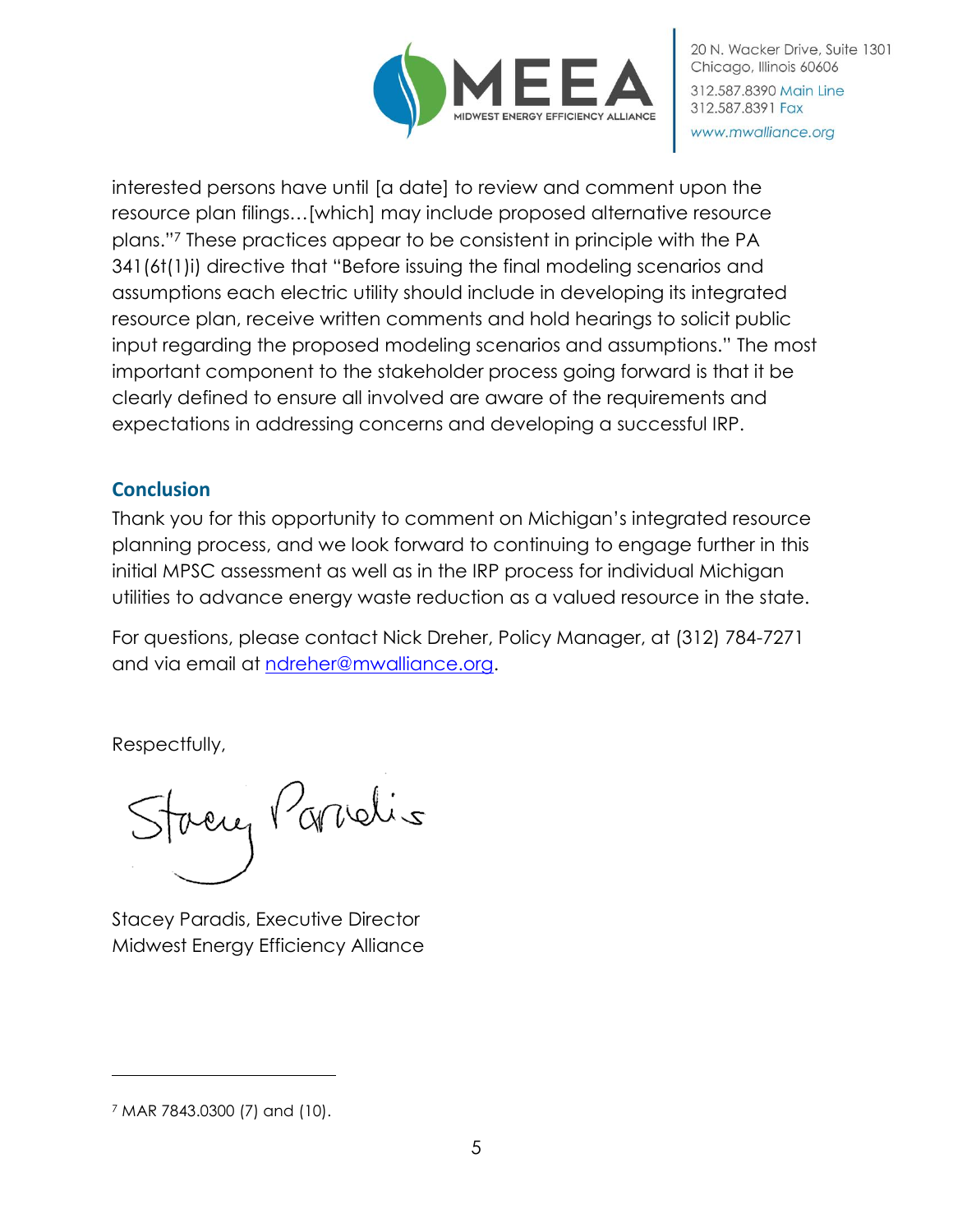interested persons have until [a date] to review and comment upon the resource plan filings…[which] may include proposed alternative resource plans."[7] These practices appear to be consistent in principle with the PA 341(6t(1)i) directive that "Before issuing the final modeling scenarios and assumptions each electric utility should include in developing its integrated resource plan, receive written comments and hold hearings to solicit public input regarding the proposed modeling scenarios and assumptions." The most important component to the stakeholder process going forward is that it be clearly defined to ensure all involved are aware of the requirements and expectations in addressing concerns and developing a successful IRP.

## Conclusion

Thank you for this opportunity to comment on Michigan's integrated resource planning process, and we look forward to continuing to engage further in this initial MPSC assessment as well as in the IRP process for individual Michigan utilities to advance energy waste reduction as a valued resource in the state.

For questions, please contact Nick Dreher, Policy Manager, at (312) 784-7271 and via email at ndreher@mwalliance.org.

Respectfully,

Stacey Paradis, Executive Director
Midwest Energy Efficiency Alliance

---

[7] MAR 7843.0300 (7) and (10).